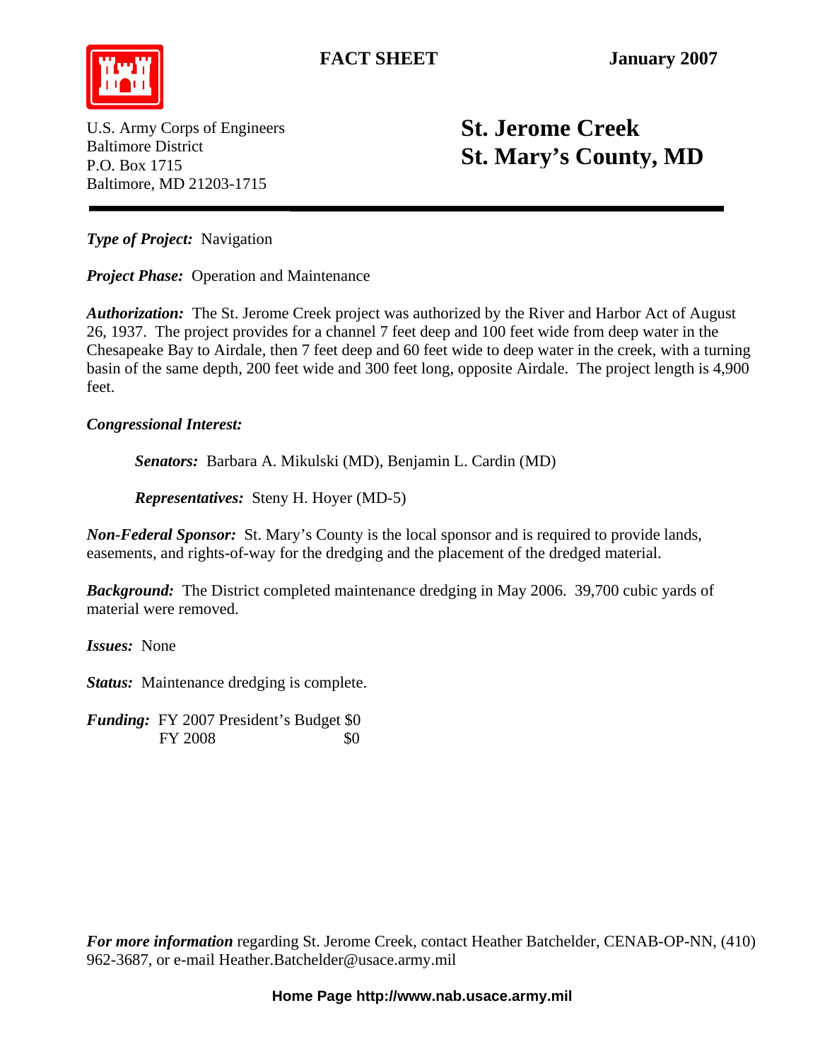**FACT SHEET** **January 2007**

U.S. Army Corps of Engineers
Baltimore District
P.O. Box 1715
Baltimore, MD 21203-1715

# St. Jerome Creek
# St. Mary's County, MD

---

***Type of Project:*** Navigation

***Project Phase:*** Operation and Maintenance

***Authorization:*** The St. Jerome Creek project was authorized by the River and Harbor Act of August 26, 1937. The project provides for a channel 7 feet deep and 100 feet wide from deep water in the Chesapeake Bay to Airdale, then 7 feet deep and 60 feet wide to deep water in the creek, with a turning basin of the same depth, 200 feet wide and 300 feet long, opposite Airdale. The project length is 4,900 feet.

***Congressional Interest:***

> ***Senators:*** Barbara A. Mikulski (MD), Benjamin L. Cardin (MD)
>
> ***Representatives:*** Steny H. Hoyer (MD-5)

***Non-Federal Sponsor:*** St. Mary's County is the local sponsor and is required to provide lands, easements, and rights-of-way for the dredging and the placement of the dredged material.

***Background:*** The District completed maintenance dredging in May 2006. 39,700 cubic yards of material were removed.

***Issues:*** None

***Status:*** Maintenance dredging is complete.

***Funding:*** FY 2007 President's Budget $0
FY 2008 $0

***For more information*** regarding St. Jerome Creek, contact Heather Batchelder, CENAB-OP-NN, (410) 962-3687, or e-mail Heather.Batchelder@usace.army.mil

**Home Page http://www.nab.usace.army.mil**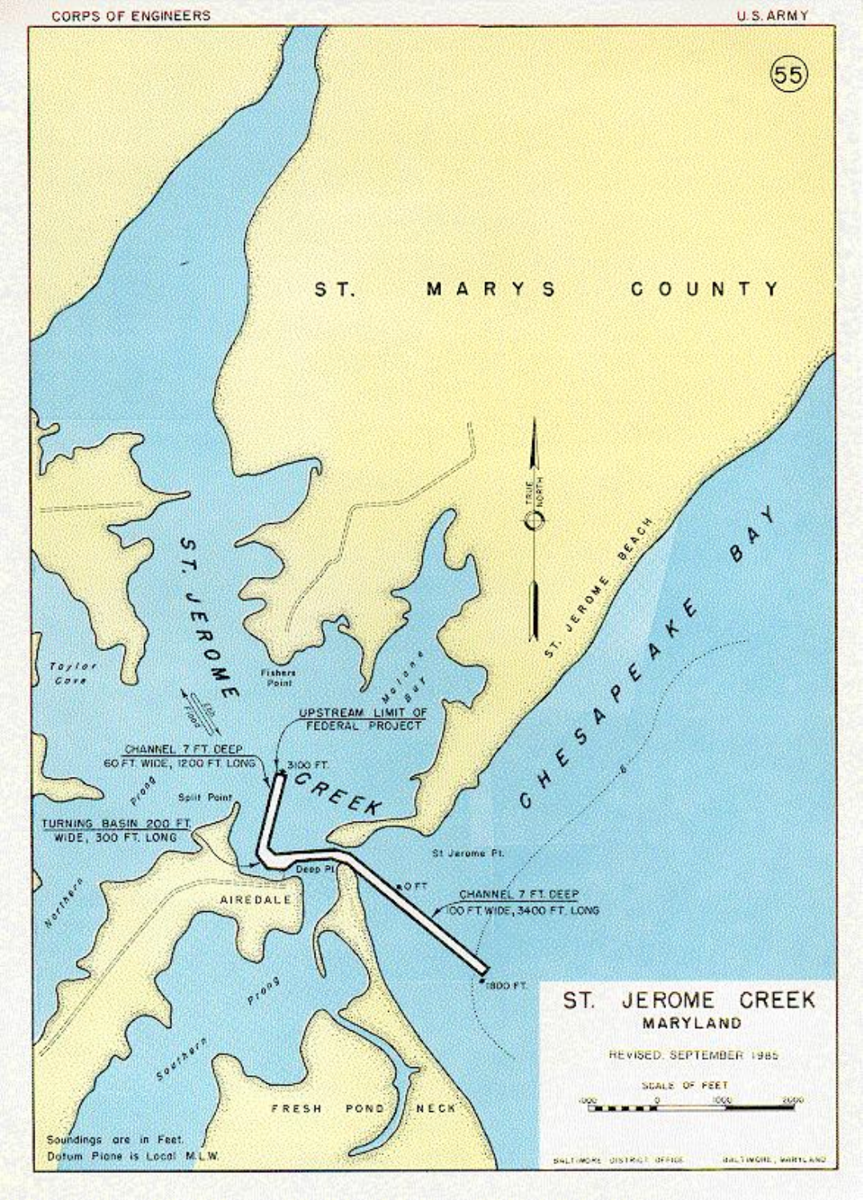ST. MARYS COUNTY

ST. JEROME CREEK

CHESAPEAKE BAY

ST. JEROME BEACH

TRUE NORTH

Taylor Cove

Fishers Point

Malone Bay

Ebb

Flood

UPSTREAM LIMIT OF FEDERAL PROJECT

CHANNEL 7 FT. DEEP
60 FT. WIDE, 1200 FT. LONG

3100 FT.

Prong

Split Point

TURNING BASIN 200 FT. WIDE, 300 FT. LONG

Deep Pt.

St Jerome Pt.

0 FT.

CHANNEL 7 FT. DEEP
100 FT. WIDE, 3400 FT. LONG

6

1800 FT.

Northern

AIREDALE

Prong

Southern

FRESH POND NECK

Soundings are in Feet.
Datum Plane is Local M.L.W.

# ST. JEROME CREEK
## MARYLAND

REVISED: SEPTEMBER 1985

SCALE OF FEET

1000 0 1000 2000

BALTIMORE DISTRICT OFFICE BALTIMORE, MARYLAND